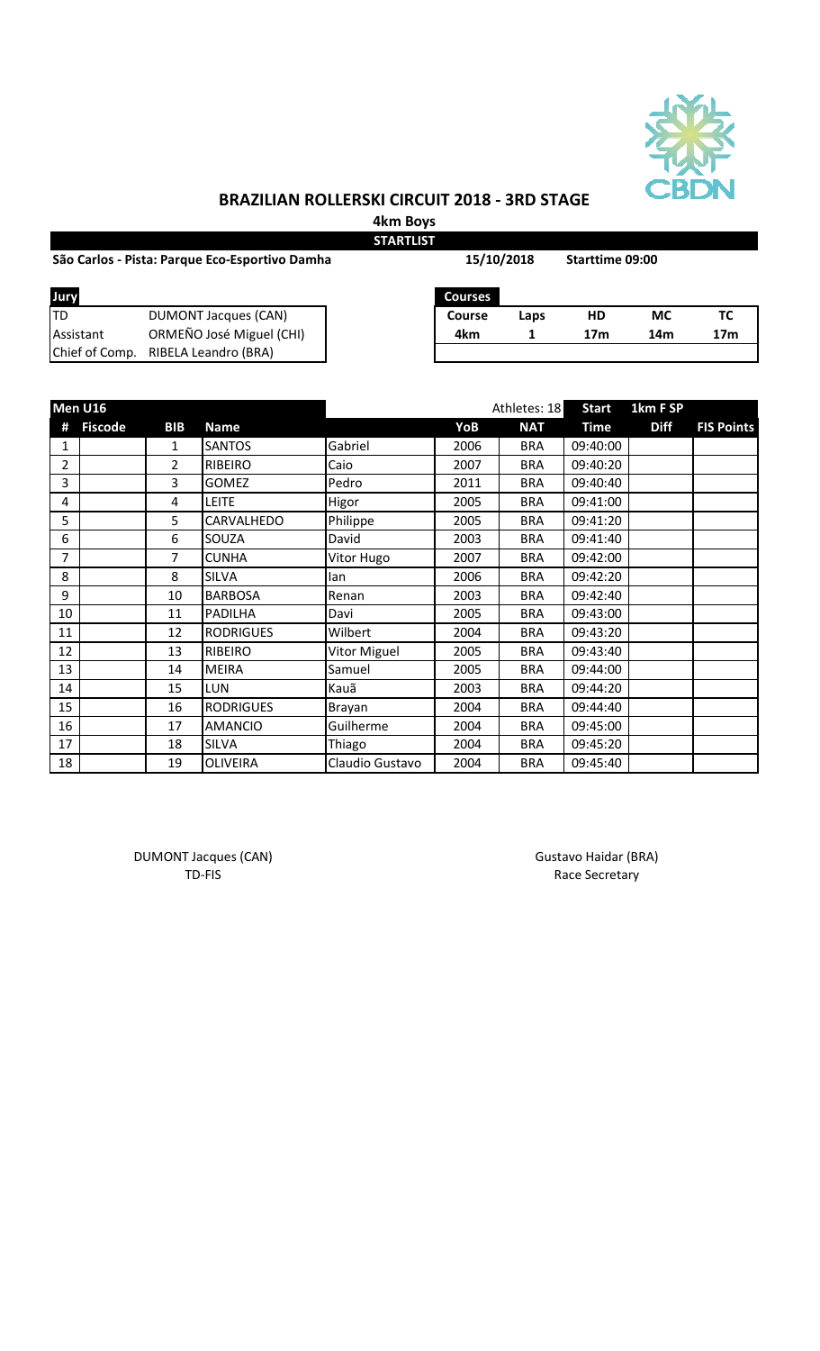# BRAZILIAN ROLLERSKI CIRCUIT 2018 - 3RD STAGE

**4km Boys**

**STARTLIST**

**São Carlos - Pista: Parque Eco-Esportivo Damha** **15/10/2018** **Starttime 09:00**

| Jury | |
|---|---|
| TD | DUMONT Jacques (CAN) |
| Assistant | ORMEÑO José Miguel (CHI) |
| Chief of Comp. | RIBELA Leandro (BRA) |

| Courses | | | | |
|---|---|---|---|---|
| **Course** | **Laps** | **HD** | **MC** | **TC** |
| **4km** | **1** | **17m** | **14m** | **17m** |

| Men U16 | | | | | | Athletes: 18 | Start | 1km F SP | |
|---|---|---|---|---|---|---|---|---|---|
| **#** | **Fiscode** | **BIB** | **Name** | | **YoB** | **NAT** | **Time** | **Diff** | **FIS Points** |
| 1 | | 1 | SANTOS | Gabriel | 2006 | BRA | 09:40:00 | | |
| 2 | | 2 | RIBEIRO | Caio | 2007 | BRA | 09:40:20 | | |
| 3 | | 3 | GOMEZ | Pedro | 2011 | BRA | 09:40:40 | | |
| 4 | | 4 | LEITE | Higor | 2005 | BRA | 09:41:00 | | |
| 5 | | 5 | CARVALHEDO | Philippe | 2005 | BRA | 09:41:20 | | |
| 6 | | 6 | SOUZA | David | 2003 | BRA | 09:41:40 | | |
| 7 | | 7 | CUNHA | Vitor Hugo | 2007 | BRA | 09:42:00 | | |
| 8 | | 8 | SILVA | Ian | 2006 | BRA | 09:42:20 | | |
| 9 | | 10 | BARBOSA | Renan | 2003 | BRA | 09:42:40 | | |
| 10 | | 11 | PADILHA | Davi | 2005 | BRA | 09:43:00 | | |
| 11 | | 12 | RODRIGUES | Wilbert | 2004 | BRA | 09:43:20 | | |
| 12 | | 13 | RIBEIRO | Vitor Miguel | 2005 | BRA | 09:43:40 | | |
| 13 | | 14 | MEIRA | Samuel | 2005 | BRA | 09:44:00 | | |
| 14 | | 15 | LUN | Kauã | 2003 | BRA | 09:44:20 | | |
| 15 | | 16 | RODRIGUES | Brayan | 2004 | BRA | 09:44:40 | | |
| 16 | | 17 | AMANCIO | Guilherme | 2004 | BRA | 09:45:00 | | |
| 17 | | 18 | SILVA | Thiago | 2004 | BRA | 09:45:20 | | |
| 18 | | 19 | OLIVEIRA | Claudio Gustavo | 2004 | BRA | 09:45:40 | | |

DUMONT Jacques (CAN)
TD-FIS

Gustavo Haidar (BRA)
Race Secretary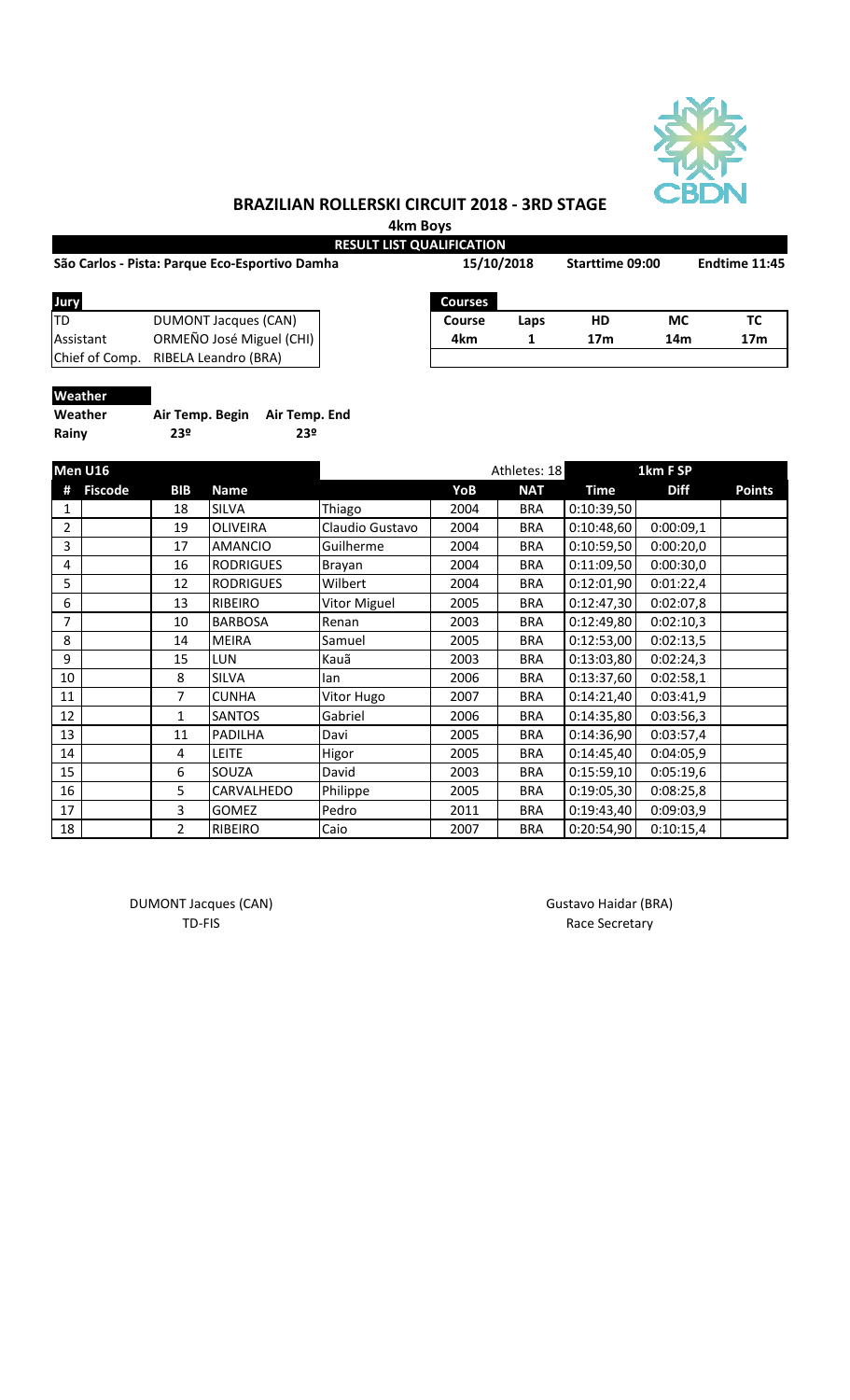# BRAZILIAN ROLLERSKI CIRCUIT 2018 - 3RD STAGE

**4km Boys**

**RESULT LIST QUALIFICATION**

**São Carlos - Pista: Parque Eco-Esportivo Damha** | **15/10/2018** | **Starttime 09:00** | **Endtime 11:45**

| Jury | |
|---|---|
| TD | DUMONT Jacques (CAN) |
| Assistant | ORMEÑO José Miguel (CHI) |
| Chief of Comp. | RIBELA Leandro (BRA) |

| Courses | | | | |
|---|---|---|---|---|
| Course | Laps | HD | MC | TC |
| 4km | 1 | 17m | 14m | 17m |

**Weather**

| Weather | Air Temp. Begin | Air Temp. End |
|---|---|---|
| Rainy | 23º | 23º |

| Men U16 | | | | | | Athletes: 18 | 1km F SP | | |
|---|---|---|---|---|---|---|---|---|---|
| # | Fiscode | BIB | Name | | YoB | NAT | Time | Diff | Points |
| 1 | | 18 | SILVA | Thiago | 2004 | BRA | 0:10:39,50 | | |
| 2 | | 19 | OLIVEIRA | Claudio Gustavo | 2004 | BRA | 0:10:48,60 | 0:00:09,1 | |
| 3 | | 17 | AMANCIO | Guilherme | 2004 | BRA | 0:10:59,50 | 0:00:20,0 | |
| 4 | | 16 | RODRIGUES | Brayan | 2004 | BRA | 0:11:09,50 | 0:00:30,0 | |
| 5 | | 12 | RODRIGUES | Wilbert | 2004 | BRA | 0:12:01,90 | 0:01:22,4 | |
| 6 | | 13 | RIBEIRO | Vitor Miguel | 2005 | BRA | 0:12:47,30 | 0:02:07,8 | |
| 7 | | 10 | BARBOSA | Renan | 2003 | BRA | 0:12:49,80 | 0:02:10,3 | |
| 8 | | 14 | MEIRA | Samuel | 2005 | BRA | 0:12:53,00 | 0:02:13,5 | |
| 9 | | 15 | LUN | Kauã | 2003 | BRA | 0:13:03,80 | 0:02:24,3 | |
| 10 | | 8 | SILVA | Ian | 2006 | BRA | 0:13:37,60 | 0:02:58,1 | |
| 11 | | 7 | CUNHA | Vitor Hugo | 2007 | BRA | 0:14:21,40 | 0:03:41,9 | |
| 12 | | 1 | SANTOS | Gabriel | 2006 | BRA | 0:14:35,80 | 0:03:56,3 | |
| 13 | | 11 | PADILHA | Davi | 2005 | BRA | 0:14:36,90 | 0:03:57,4 | |
| 14 | | 4 | LEITE | Higor | 2005 | BRA | 0:14:45,40 | 0:04:05,9 | |
| 15 | | 6 | SOUZA | David | 2003 | BRA | 0:15:59,10 | 0:05:19,6 | |
| 16 | | 5 | CARVALHEDO | Philippe | 2005 | BRA | 0:19:05,30 | 0:08:25,8 | |
| 17 | | 3 | GOMEZ | Pedro | 2011 | BRA | 0:19:43,40 | 0:09:03,9 | |
| 18 | | 2 | RIBEIRO | Caio | 2007 | BRA | 0:20:54,90 | 0:10:15,4 | |

DUMONT Jacques (CAN)
TD-FIS

Gustavo Haidar (BRA)
Race Secretary